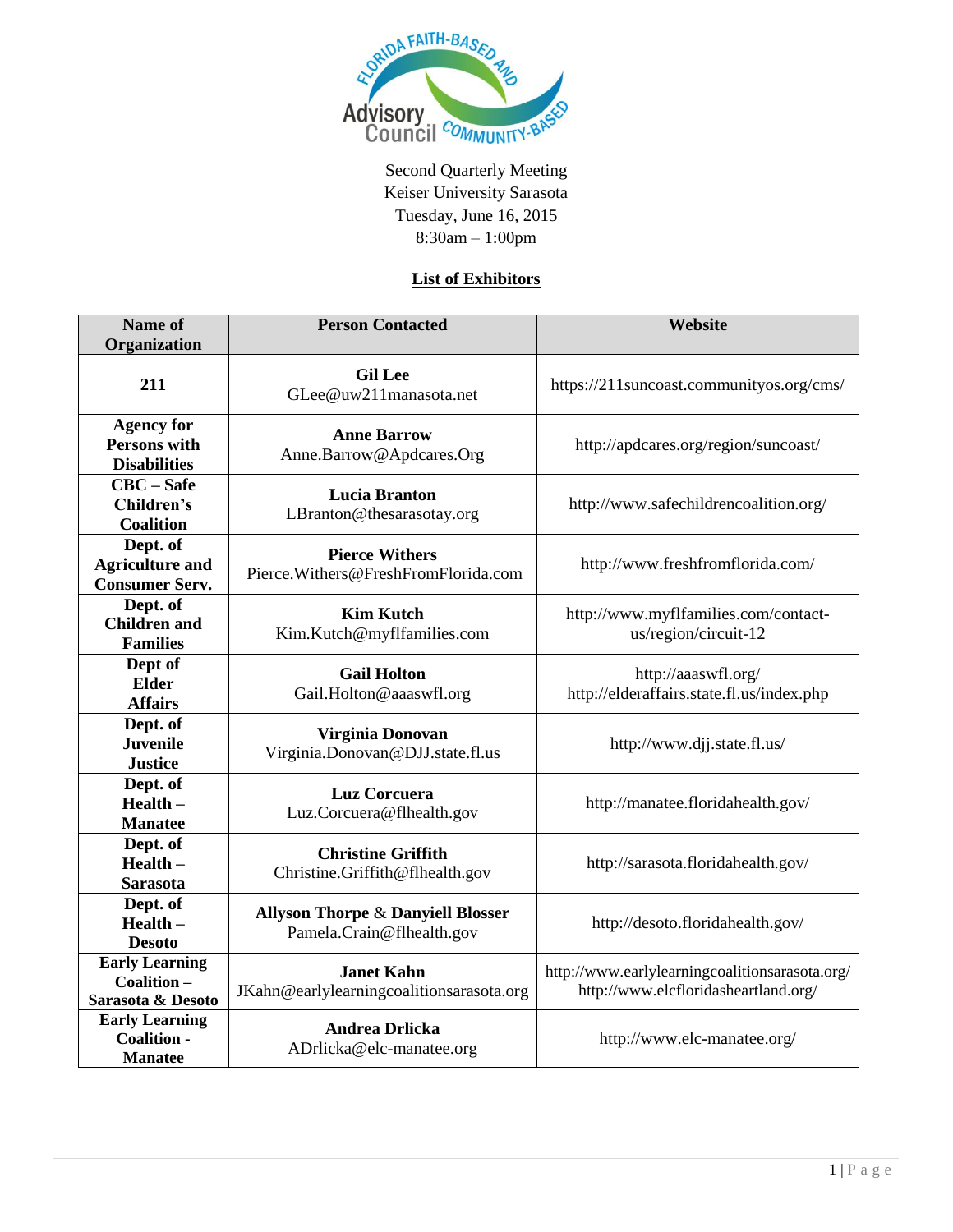Second Quarterly Meeting
Keiser University Sarasota
Tuesday, June 16, 2015
8:30am – 1:00pm

## List of Exhibitors

| Name of Organization | Person Contacted | Website |
|---|---|---|
| **211** | **Gil Lee** GLee@uw211manasota.net | https://211suncoast.communityos.org/cms/ |
| **Agency for Persons with Disabilities** | **Anne Barrow** Anne.Barrow@Apdcares.Org | http://apdcares.org/region/suncoast/ |
| **CBC – Safe Children's Coalition** | **Lucia Branton** LBranton@thesarasotay.org | http://www.safechildrencoalition.org/ |
| **Dept. of Agriculture and Consumer Serv.** | **Pierce Withers** Pierce.Withers@FreshFromFlorida.com | http://www.freshfromflorida.com/ |
| **Dept. of Children and Families** | **Kim Kutch** Kim.Kutch@myflfamilies.com | http://www.myflfamilies.com/contact-us/region/circuit-12 |
| **Dept of Elder Affairs** | **Gail Holton** Gail.Holton@aaaswfl.org | http://aaaswfl.org/ http://elderaffairs.state.fl.us/index.php |
| **Dept. of Juvenile Justice** | **Virginia Donovan** Virginia.Donovan@DJJ.state.fl.us | http://www.djj.state.fl.us/ |
| **Dept. of Health – Manatee** | **Luz Corcuera** Luz.Corcuera@flhealth.gov | http://manatee.floridahealth.gov/ |
| **Dept. of Health – Sarasota** | **Christine Griffith** Christine.Griffith@flhealth.gov | http://sarasota.floridahealth.gov/ |
| **Dept. of Health – Desoto** | **Allyson Thorpe & Danyiell Blosser** Pamela.Crain@flhealth.gov | http://desoto.floridahealth.gov/ |
| **Early Learning Coalition – Sarasota & Desoto** | **Janet Kahn** JKahn@earlylearningcoalitionsarasota.org | http://www.earlylearningcoalitionsarasota.org/ http://www.elcfloridasheartland.org/ |
| **Early Learning Coalition - Manatee** | **Andrea Drlicka** ADrlicka@elc-manatee.org | http://www.elc-manatee.org/ |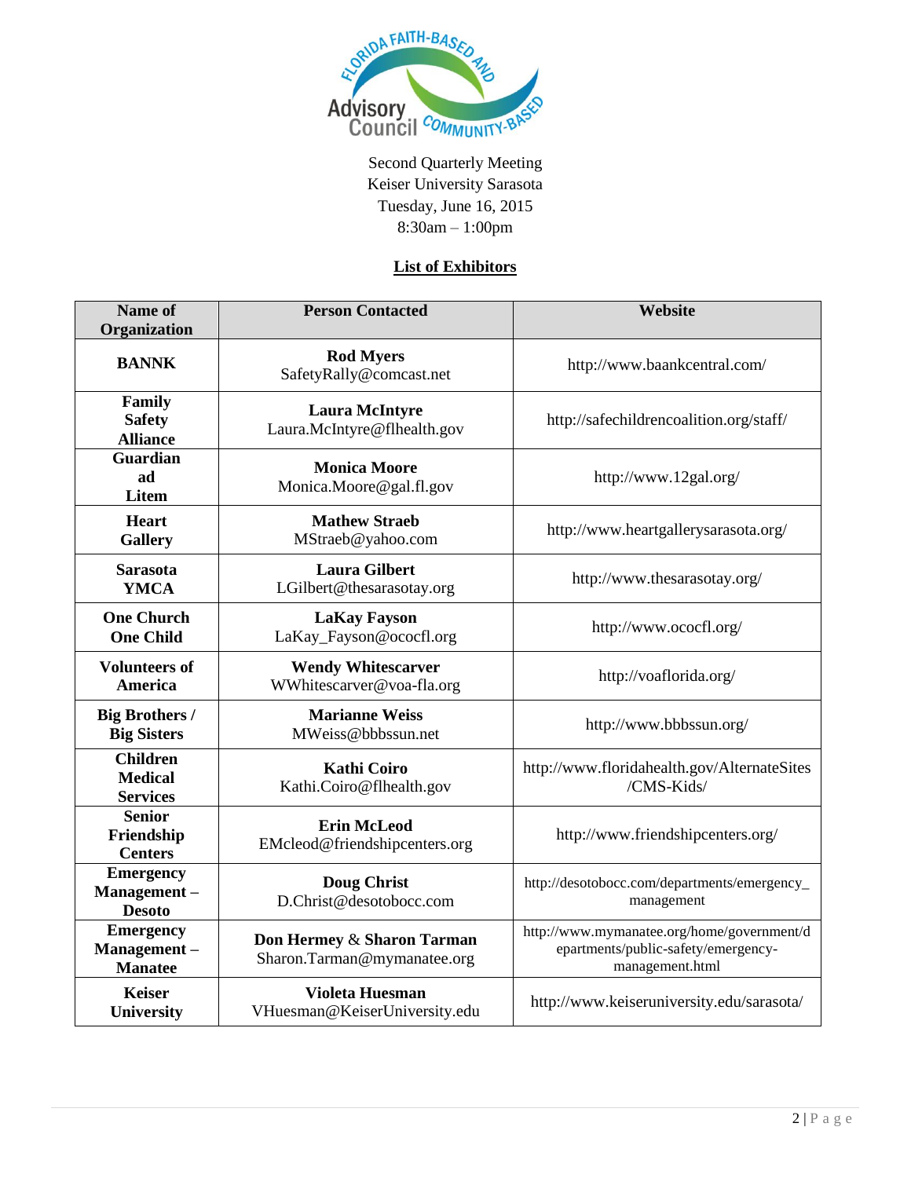Florida Faith-Based and Community-Based Advisory Council

Second Quarterly Meeting
Keiser University Sarasota
Tuesday, June 16, 2015
8:30am – 1:00pm

**List of Exhibitors**

| Name of Organization | Person Contacted | Website |
|---|---|---|
| **BANNK** | **Rod Myers** SafetyRally@comcast.net | http://www.baankcentral.com/ |
| **Family Safety Alliance** | **Laura McIntyre** Laura.McIntyre@flhealth.gov | http://safechildrencoalition.org/staff/ |
| **Guardian ad Litem** | **Monica Moore** Monica.Moore@gal.fl.gov | http://www.12gal.org/ |
| **Heart Gallery** | **Mathew Straeb** MStraeb@yahoo.com | http://www.heartgallerysarasota.org/ |
| **Sarasota YMCA** | **Laura Gilbert** LGilbert@thesarasotay.org | http://www.thesarasotay.org/ |
| **One Church One Child** | **LaKay Fayson** LaKay_Fayson@ococfl.org | http://www.ococfl.org/ |
| **Volunteers of America** | **Wendy Whitescarver** WWhitescarver@voa-fla.org | http://voaflorida.org/ |
| **Big Brothers / Big Sisters** | **Marianne Weiss** MWeiss@bbbssun.net | http://www.bbbssun.org/ |
| **Children Medical Services** | **Kathi Coiro** Kathi.Coiro@flhealth.gov | http://www.floridahealth.gov/AlternateSites/CMS-Kids/ |
| **Senior Friendship Centers** | **Erin McLeod** EMcleod@friendshipcenters.org | http://www.friendshipcenters.org/ |
| **Emergency Management – Desoto** | **Doug Christ** D.Christ@desotobocc.com | http://desotobocc.com/departments/emergency_management |
| **Emergency Management – Manatee** | **Don Hermey & Sharon Tarman** Sharon.Tarman@mymanatee.org | http://www.mymanatee.org/home/government/departments/public-safety/emergency-management.html |
| **Keiser University** | **Violeta Huesman** VHuesman@KeiserUniversity.edu | http://www.keiseruniversity.edu/sarasota/ |